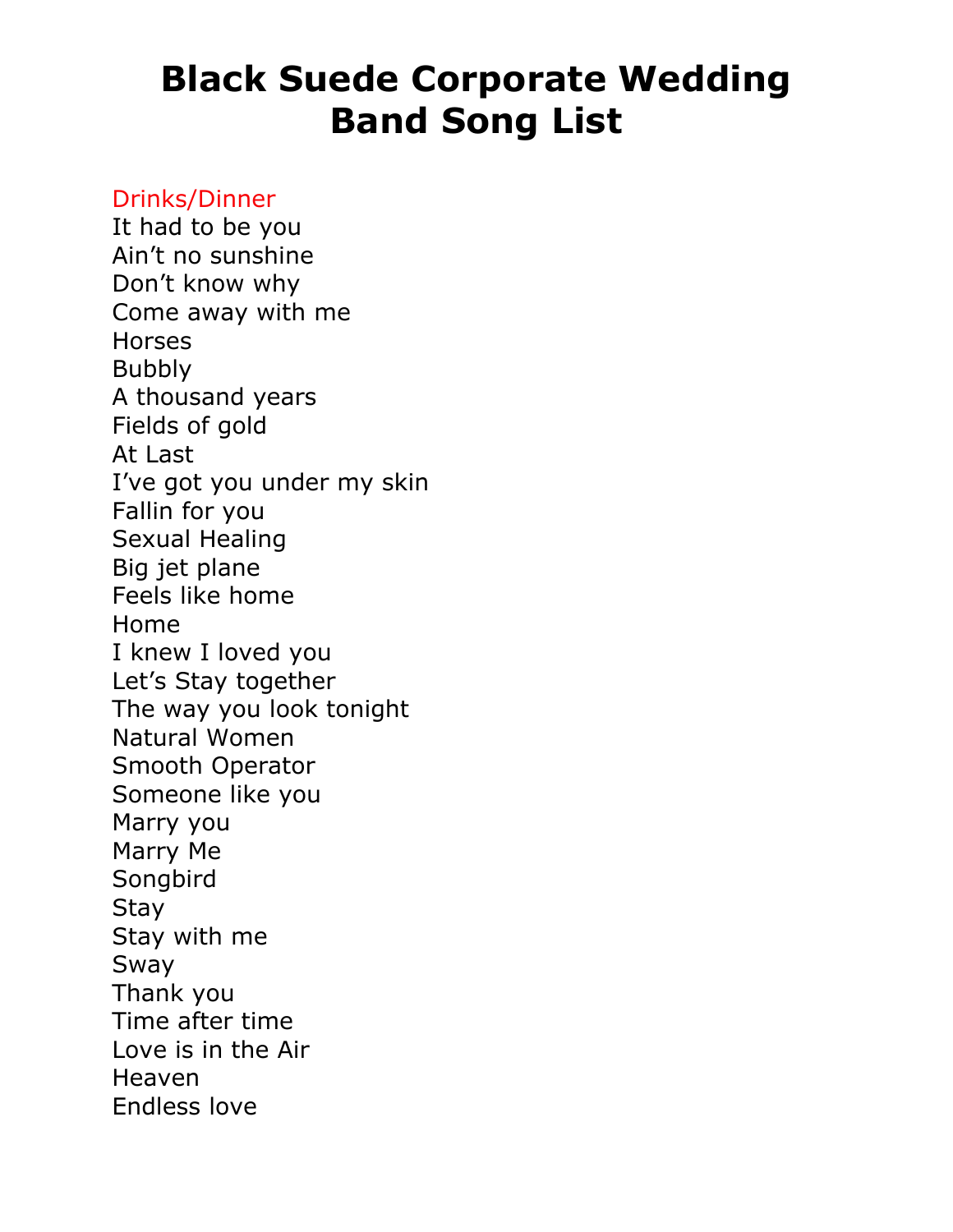# Black Suede Corporate Wedding Band Song List

## Drinks/Dinner

It had to be you
Ain't no sunshine
Don't know why
Come away with me
Horses
Bubbly
A thousand years
Fields of gold
At Last
I've got you under my skin
Fallin for you
Sexual Healing
Big jet plane
Feels like home
Home
I knew I loved you
Let's Stay together
The way you look tonight
Natural Women
Smooth Operator
Someone like you
Marry you
Marry Me
Songbird
Stay
Stay with me
Sway
Thank you
Time after time
Love is in the Air
Heaven
Endless love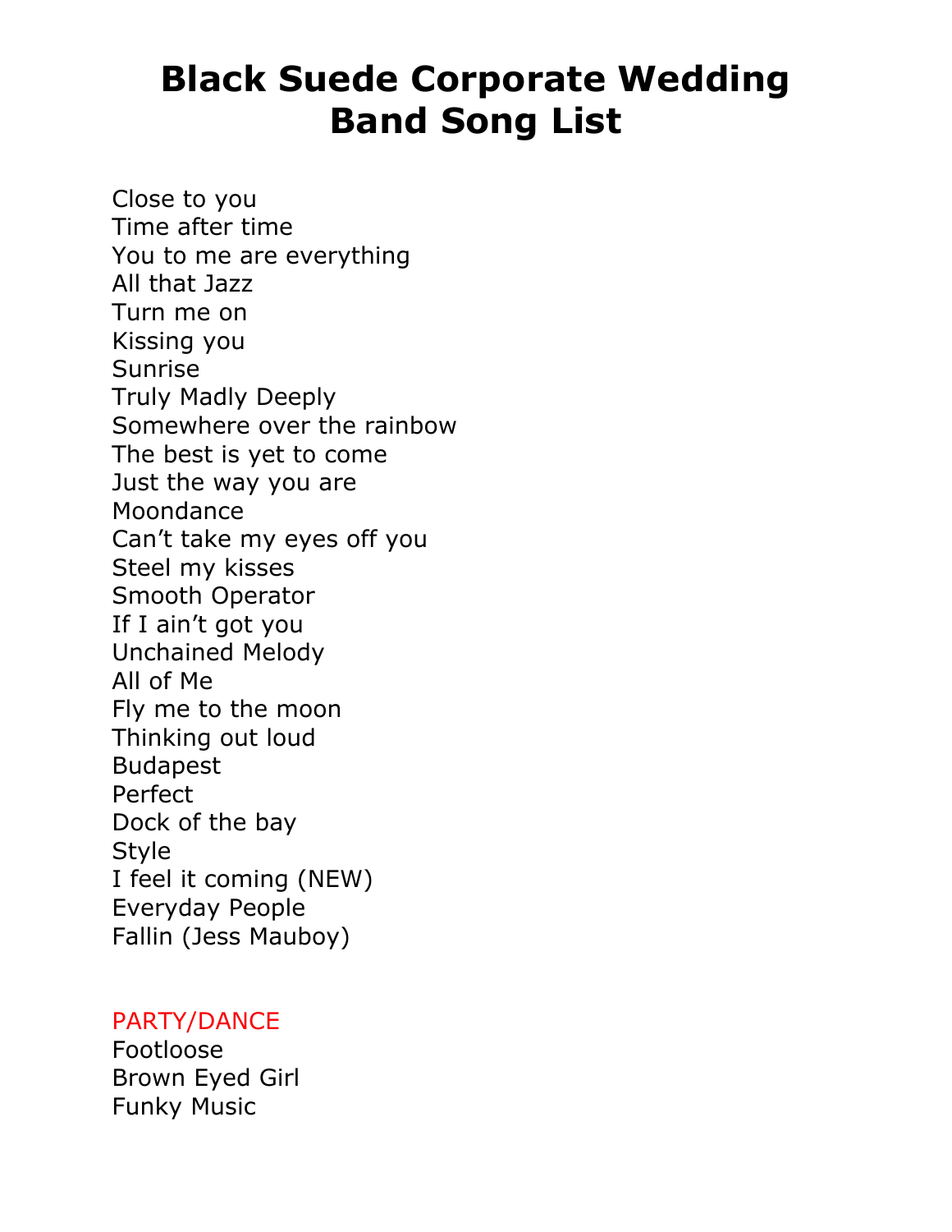# Black Suede Corporate Wedding Band Song List

Close to you
Time after time
You to me are everything
All that Jazz
Turn me on
Kissing you
Sunrise
Truly Madly Deeply
Somewhere over the rainbow
The best is yet to come
Just the way you are
Moondance
Can't take my eyes off you
Steel my kisses
Smooth Operator
If I ain't got you
Unchained Melody
All of Me
Fly me to the moon
Thinking out loud
Budapest
Perfect
Dock of the bay
Style
I feel it coming (NEW)
Everyday People
Fallin (Jess Mauboy)

PARTY/DANCE

Footloose
Brown Eyed Girl
Funky Music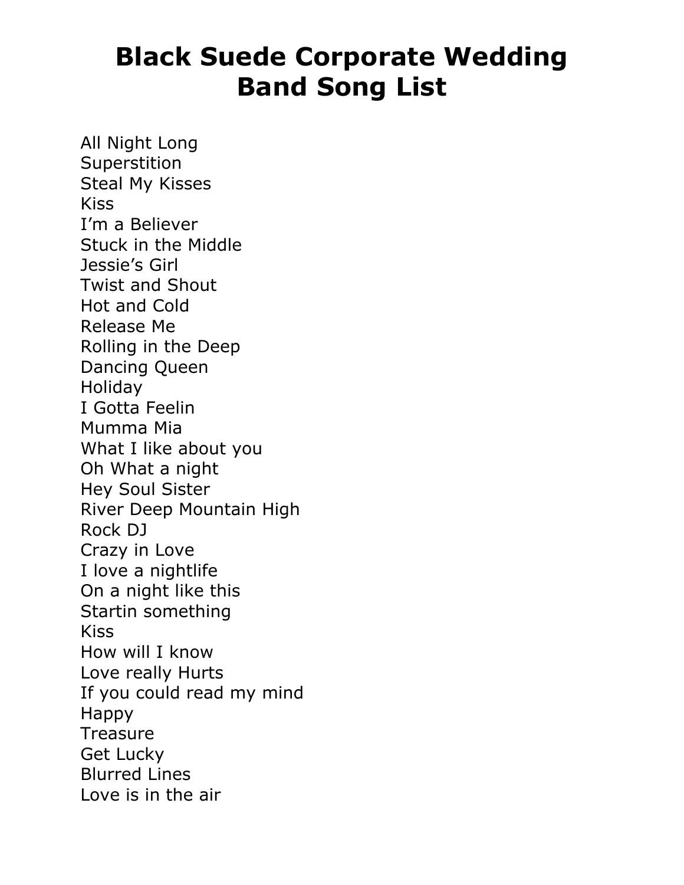# Black Suede Corporate Wedding Band Song List

All Night Long
Superstition
Steal My Kisses
Kiss
I'm a Believer
Stuck in the Middle
Jessie's Girl
Twist and Shout
Hot and Cold
Release Me
Rolling in the Deep
Dancing Queen
Holiday
I Gotta Feelin
Mumma Mia
What I like about you
Oh What a night
Hey Soul Sister
River Deep Mountain High
Rock DJ
Crazy in Love
I love a nightlife
On a night like this
Startin something
Kiss
How will I know
Love really Hurts
If you could read my mind
Happy
Treasure
Get Lucky
Blurred Lines
Love is in the air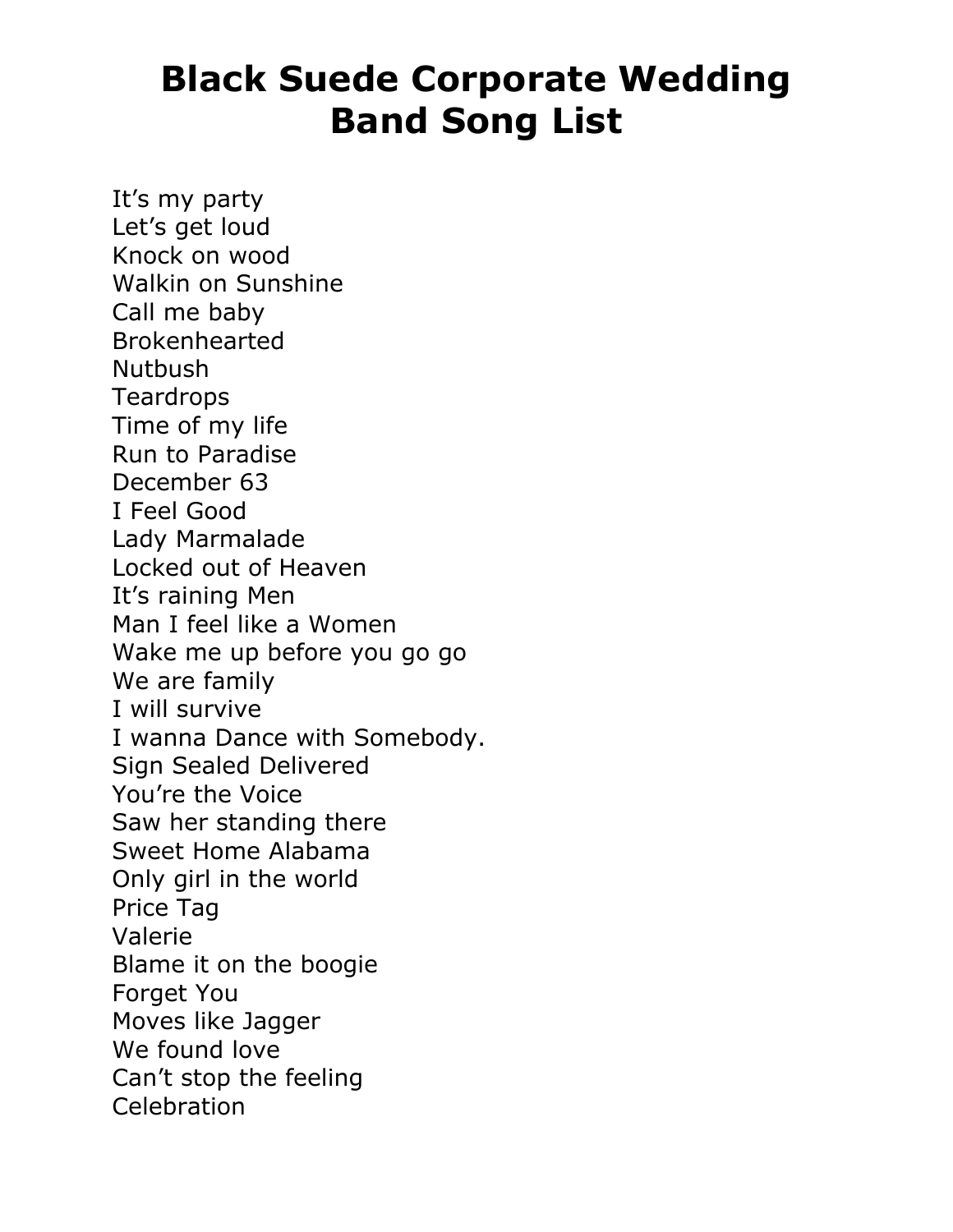# Black Suede Corporate Wedding Band Song List

It's my party
Let's get loud
Knock on wood
Walkin on Sunshine
Call me baby
Brokenhearted
Nutbush
Teardrops
Time of my life
Run to Paradise
December 63
I Feel Good
Lady Marmalade
Locked out of Heaven
It's raining Men
Man I feel like a Women
Wake me up before you go go
We are family
I will survive
I wanna Dance with Somebody.
Sign Sealed Delivered
You're the Voice
Saw her standing there
Sweet Home Alabama
Only girl in the world
Price Tag
Valerie
Blame it on the boogie
Forget You
Moves like Jagger
We found love
Can't stop the feeling
Celebration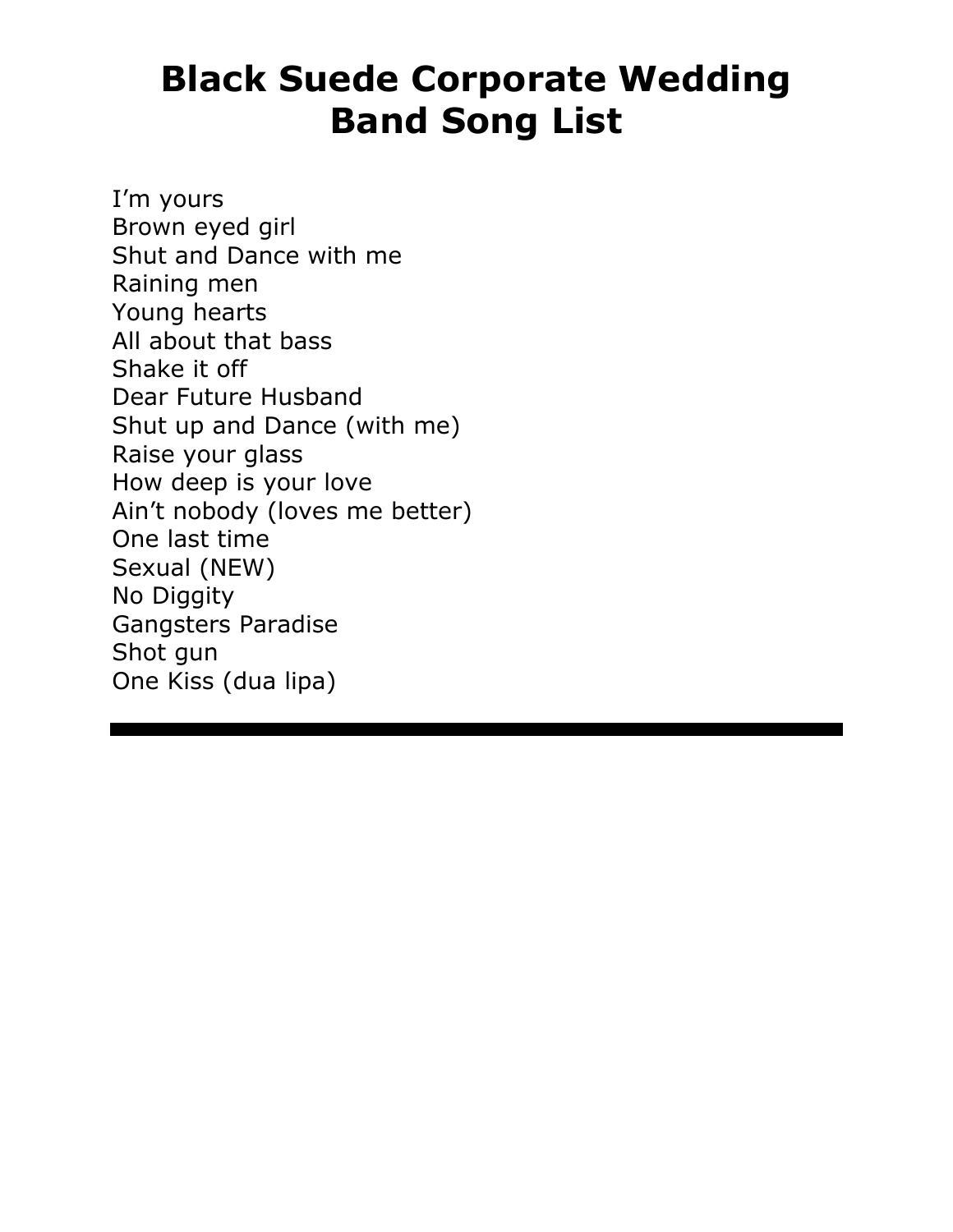# Black Suede Corporate Wedding Band Song List

I'm yours
Brown eyed girl
Shut and Dance with me
Raining men
Young hearts
All about that bass
Shake it off
Dear Future Husband
Shut up and Dance (with me)
Raise your glass
How deep is your love
Ain't nobody (loves me better)
One last time
Sexual (NEW)
No Diggity
Gangsters Paradise
Shot gun
One Kiss (dua lipa)

---